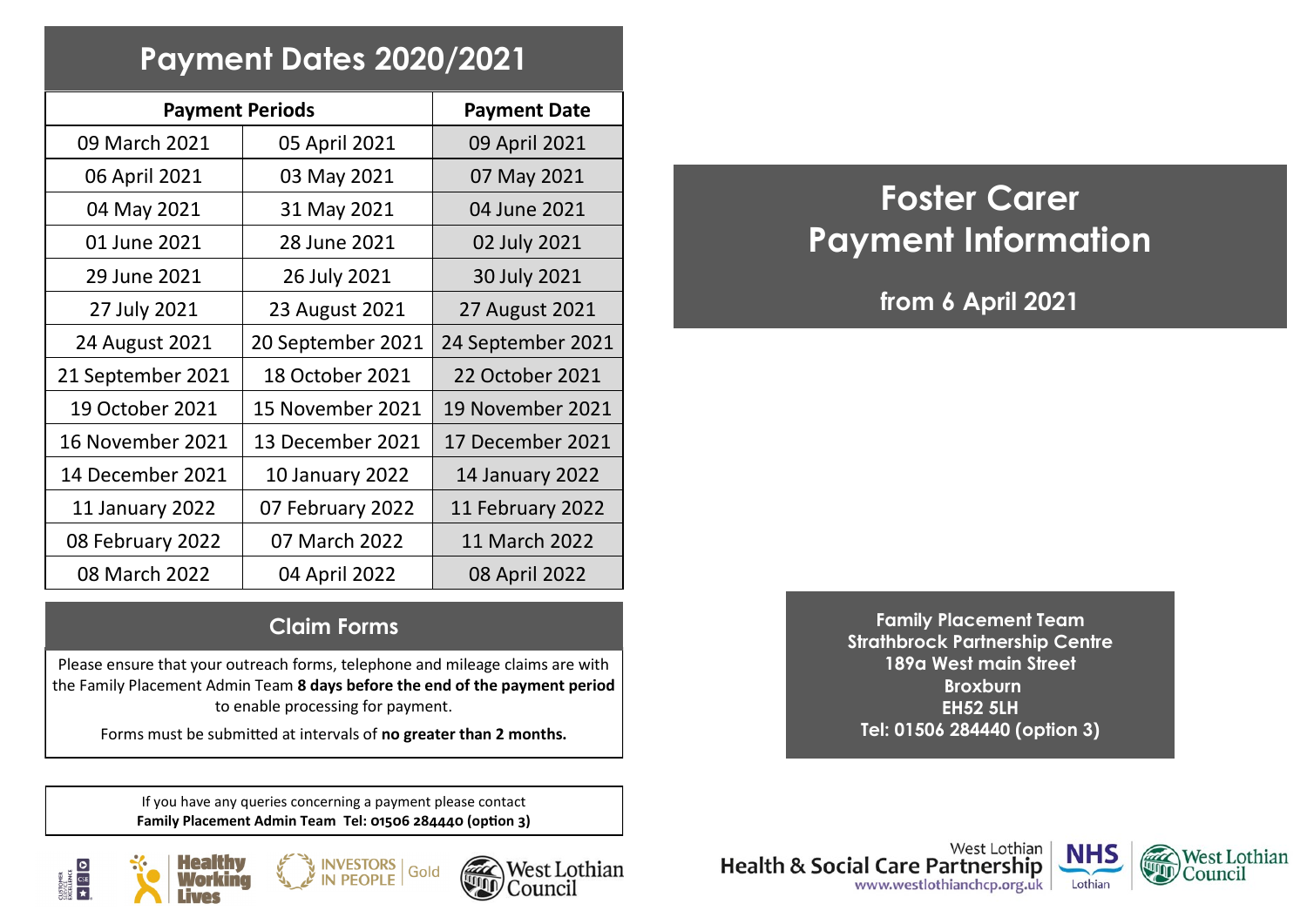# Payment Dates 2020/2021

| Payment Periods | | Payment Date |
|---|---|---|
| 09 March 2021 | 05 April 2021 | 09 April 2021 |
| 06 April 2021 | 03 May 2021 | 07 May 2021 |
| 04 May 2021 | 31 May 2021 | 04 June 2021 |
| 01 June 2021 | 28 June 2021 | 02 July 2021 |
| 29 June 2021 | 26 July 2021 | 30 July 2021 |
| 27 July 2021 | 23 August 2021 | 27 August 2021 |
| 24 August 2021 | 20 September 2021 | 24 September 2021 |
| 21 September 2021 | 18 October 2021 | 22 October 2021 |
| 19 October 2021 | 15 November 2021 | 19 November 2021 |
| 16 November 2021 | 13 December 2021 | 17 December 2021 |
| 14 December 2021 | 10 January 2022 | 14 January 2022 |
| 11 January 2022 | 07 February 2022 | 11 February 2022 |
| 08 February 2022 | 07 March 2022 | 11 March 2022 |
| 08 March 2022 | 04 April 2022 | 08 April 2022 |

## Claim Forms

Please ensure that your outreach forms, telephone and mileage claims are with the Family Placement Admin Team **8 days before the end of the payment period** to enable processing for payment.

Forms must be submitted at intervals of **no greater than 2 months.**

If you have any queries concerning a payment please contact
**Family Placement Admin Team Tel: 01506 284440 (option 3)**

Healthy Working Lives

Investors in People Gold

West Lothian Council

# Foster Carer Payment Information

## from 6 April 2021

**Family Placement Team**
**Strathbrock Partnership Centre**
**189a West main Street**
**Broxburn**
**EH52 5LH**
**Tel: 01506 284440 (option 3)**

West Lothian Health & Social Care Partnership
www.westlothianchcp.org.uk

NHS Lothian

West Lothian Council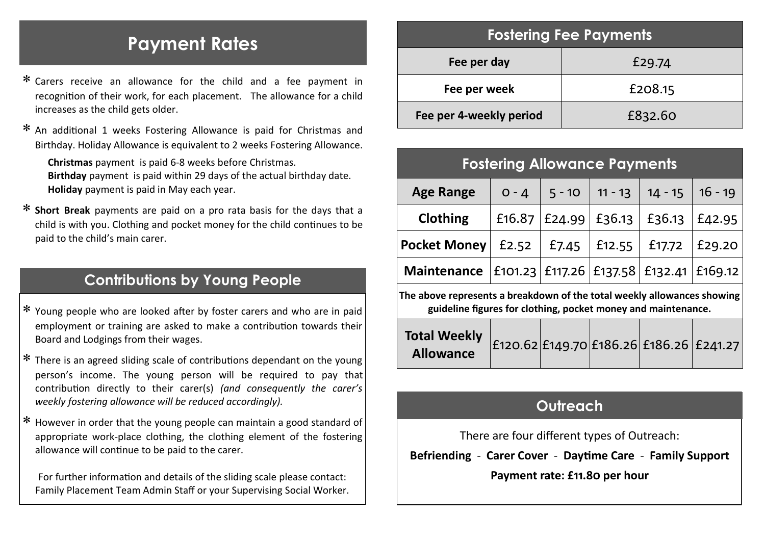## Payment Rates

* Carers receive an allowance for the child and a fee payment in recognition of their work, for each placement. The allowance for a child increases as the child gets older.
* An additional 1 weeks Fostering Allowance is paid for Christmas and Birthday. Holiday Allowance is equivalent to 2 weeks Fostering Allowance.

  **Christmas** payment is paid 6-8 weeks before Christmas.
  **Birthday** payment is paid within 29 days of the actual birthday date.
  **Holiday** payment is paid in May each year.

* **Short Break** payments are paid on a pro rata basis for the days that a child is with you. Clothing and pocket money for the child continues to be paid to the child's main carer.

## Contributions by Young People

* Young people who are looked after by foster carers and who are in paid employment or training are asked to make a contribution towards their Board and Lodgings from their wages.
* There is an agreed sliding scale of contributions dependant on the young person's income. The young person will be required to pay that contribution directly to their carer(s) *(and consequently the carer's weekly fostering allowance will be reduced accordingly).*
* However in order that the young people can maintain a good standard of appropriate work-place clothing, the clothing element of the fostering allowance will continue to be paid to the carer.

For further information and details of the sliding scale please contact: Family Placement Team Admin Staff or your Supervising Social Worker.

## Fostering Fee Payments

| | |
|---|---|
| **Fee per day** | £29.74 |
| **Fee per week** | £208.15 |
| **Fee per 4-weekly period** | £832.60 |

## Fostering Allowance Payments

| Age Range | 0 - 4 | 5 - 10 | 11 - 13 | 14 - 15 | 16 - 19 |
|---|---|---|---|---|---|
| **Clothing** | £16.87 | £24.99 | £36.13 | £36.13 | £42.95 |
| **Pocket Money** | £2.52 | £7.45 | £12.55 | £17.72 | £29.20 |
| **Maintenance** | £101.23 | £117.26 | £137.58 | £132.41 | £169.12 |
| **Total Weekly Allowance** | £120.62 | £149.70 | £186.26 | £186.26 | £241.27 |

**The above represents a breakdown of the total weekly allowances showing guideline figures for clothing, pocket money and maintenance.**

## Outreach

There are four different types of Outreach:

**Befriending** - **Carer Cover** - **Daytime Care** - **Family Support**

**Payment rate: £11.80 per hour**